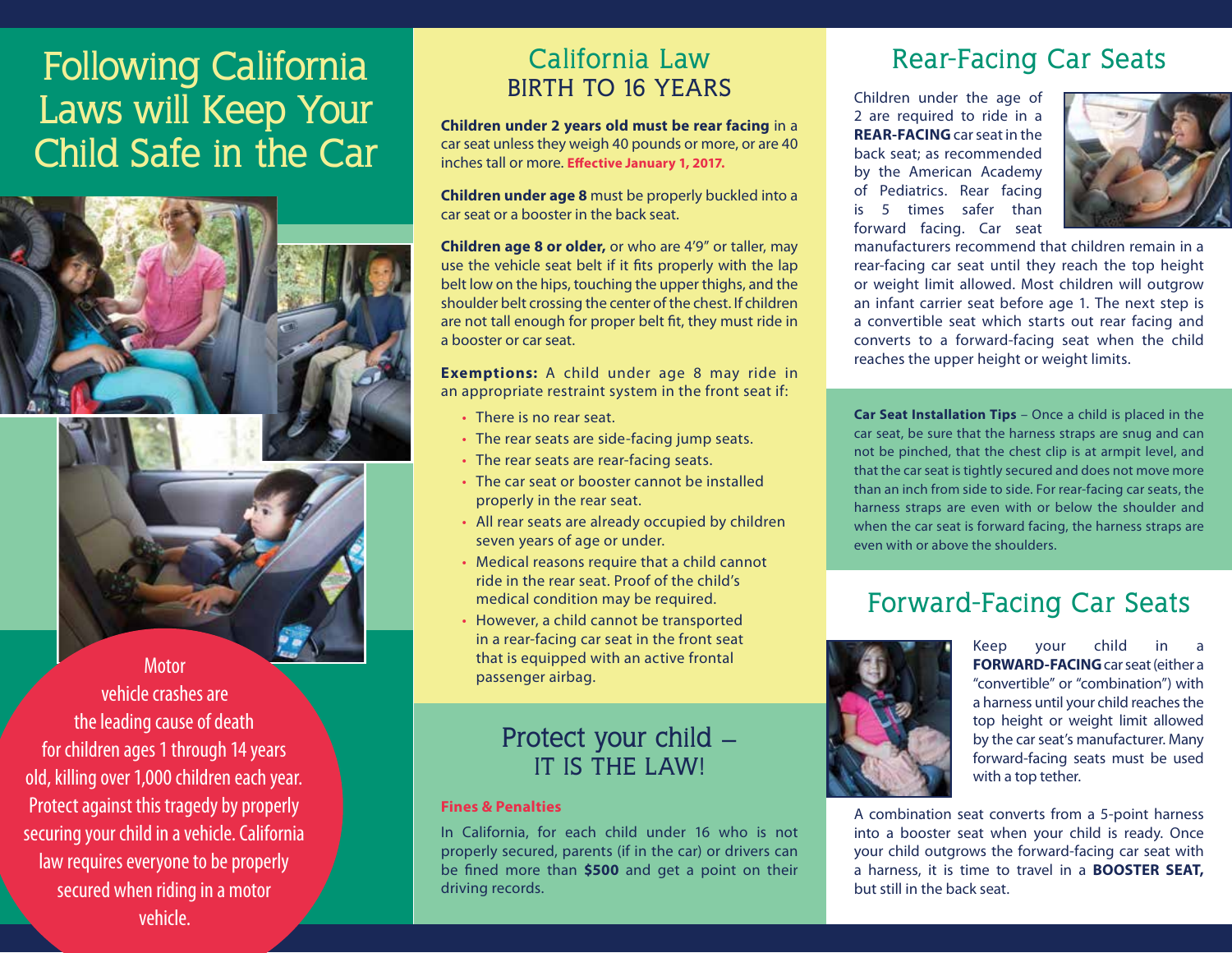# Following California Laws will Keep Your Child Safe in the Car

Motor vehicle crashes are the leading cause of death for children ages 1 through 14 years old, killing over 1,000 children each year. Protect against this tragedy by properly securing your child in a vehicle. California law requires everyone to be properly secured when riding in a motor vehicle.

## California Law BIRTH TO 16 YEARS

**Children under 2 years old must be rear facing** in a car seat unless they weigh 40 pounds or more, or are 40 inches tall or more. **Effective January 1, 2017.**

**Children under age 8** must be properly buckled into a car seat or a booster in the back seat.

**Children age 8 or older,** or who are 4'9" or taller, may use the vehicle seat belt if it fits properly with the lap belt low on the hips, touching the upper thighs, and the shoulder belt crossing the center of the chest. If children are not tall enough for proper belt fit, they must ride in a booster or car seat.

**Exemptions:** A child under age 8 may ride in an appropriate restraint system in the front seat if:

- There is no rear seat.
- The rear seats are side-facing jump seats.
- The rear seats are rear-facing seats.
- The car seat or booster cannot be installed properly in the rear seat.
- All rear seats are already occupied by children seven years of age or under.
- Medical reasons require that a child cannot ride in the rear seat. Proof of the child's medical condition may be required.
- However, a child cannot be transported in a rear-facing car seat in the front seat that is equipped with an active frontal passenger airbag.

## Protect your child – IT IS THE LAW!

**Fines & Penalties**

In California, for each child under 16 who is not properly secured, parents (if in the car) or drivers can be fined more than **$500** and get a point on their driving records.

## Rear-Facing Car Seats

Children under the age of 2 are required to ride in a **REAR-FACING** car seat in the back seat; as recommended by the American Academy of Pediatrics. Rear facing is 5 times safer than forward facing. Car seat manufacturers recommend that children remain in a rear-facing car seat until they reach the top height or weight limit allowed. Most children will outgrow an infant carrier seat before age 1. The next step is a convertible seat which starts out rear facing and converts to a forward-facing seat when the child reaches the upper height or weight limits.

**Car Seat Installation Tips** – Once a child is placed in the car seat, be sure that the harness straps are snug and can not be pinched, that the chest clip is at armpit level, and that the car seat is tightly secured and does not move more than an inch from side to side. For rear-facing car seats, the harness straps are even with or below the shoulder and when the car seat is forward facing, the harness straps are even with or above the shoulders.

## Forward-Facing Car Seats

Keep your child in a **FORWARD-FACING** car seat (either a "convertible" or "combination") with a harness until your child reaches the top height or weight limit allowed by the car seat's manufacturer. Many forward-facing seats must be used with a top tether.

A combination seat converts from a 5-point harness into a booster seat when your child is ready. Once your child outgrows the forward-facing car seat with a harness, it is time to travel in a **BOOSTER SEAT,** but still in the back seat.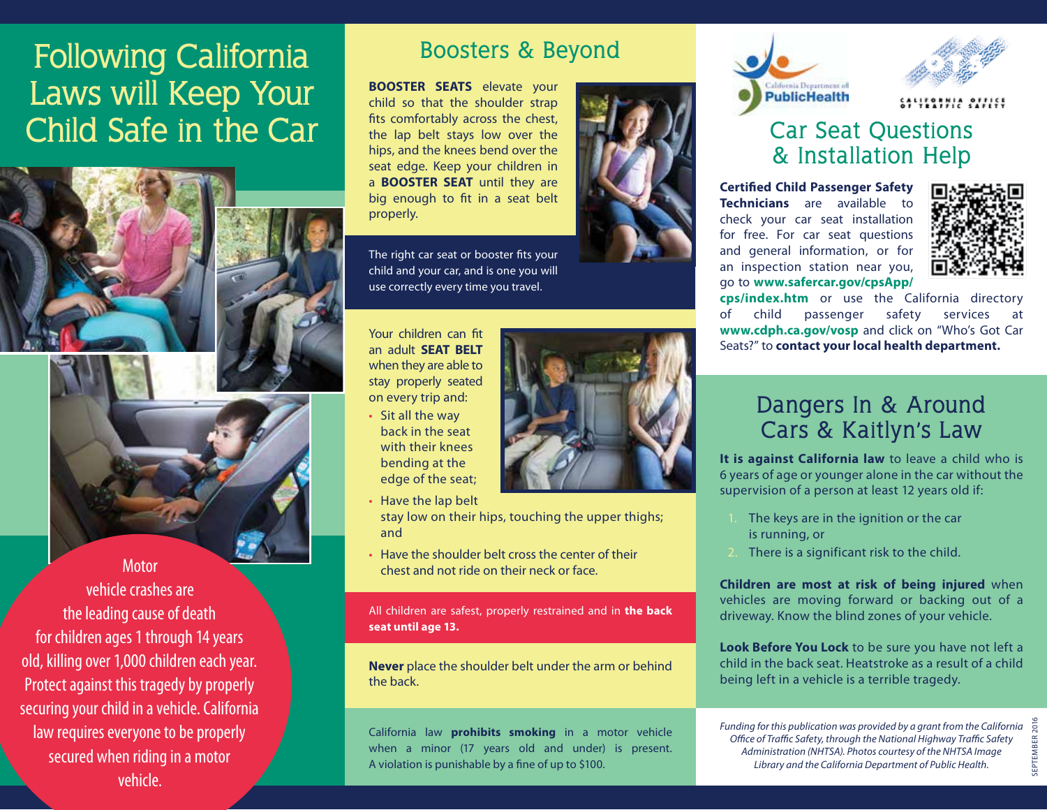# Following California Laws will Keep Your Child Safe in the Car

Motor vehicle crashes are the leading cause of death for children ages 1 through 14 years old, killing over 1,000 children each year. Protect against this tragedy by properly securing your child in a vehicle. California law requires everyone to be properly secured when riding in a motor vehicle.

## Boosters & Beyond

**BOOSTER SEATS** elevate your child so that the shoulder strap fits comfortably across the chest, the lap belt stays low over the hips, and the knees bend over the seat edge. Keep your children in a **BOOSTER SEAT** until they are big enough to fit in a seat belt properly.

The right car seat or booster fits your child and your car, and is one you will use correctly every time you travel.

Your children can fit an adult **SEAT BELT** when they are able to stay properly seated on every trip and:

- Sit all the way back in the seat with their knees bending at the edge of the seat;
- Have the lap belt stay low on their hips, touching the upper thighs; and
- Have the shoulder belt cross the center of their chest and not ride on their neck or face.

All children are safest, properly restrained and in **the back seat until age 13.**

**Never** place the shoulder belt under the arm or behind the back.

California law **prohibits smoking** in a motor vehicle when a minor (17 years old and under) is present. A violation is punishable by a fine of up to $100.

California Department of Public Health

California Office of Traffic Safety

## Car Seat Questions & Installation Help

**Certified Child Passenger Safety Technicians** are available to check your car seat installation for free. For car seat questions and general information, or for an inspection station near you, go to **www.safercar.gov/cpsApp/cps/index.htm** or use the California directory of child passenger safety services at **www.cdph.ca.gov/vosp** and click on "Who's Got Car Seats?" to **contact your local health department.**

## Dangers In & Around Cars & Kaitlyn's Law

**It is against California law** to leave a child who is 6 years of age or younger alone in the car without the supervision of a person at least 12 years old if:

1. The keys are in the ignition or the car is running, or
2. There is a significant risk to the child.

**Children are most at risk of being injured** when vehicles are moving forward or backing out of a driveway. Know the blind zones of your vehicle.

**Look Before You Lock** to be sure you have not left a child in the back seat. Heatstroke as a result of a child being left in a vehicle is a terrible tragedy.

*Funding for this publication was provided by a grant from the California Office of Traffic Safety, through the National Highway Traffic Safety Administration (NHTSA). Photos courtesy of the NHTSA Image Library and the California Department of Public Health.*

SEPTEMBER 2016